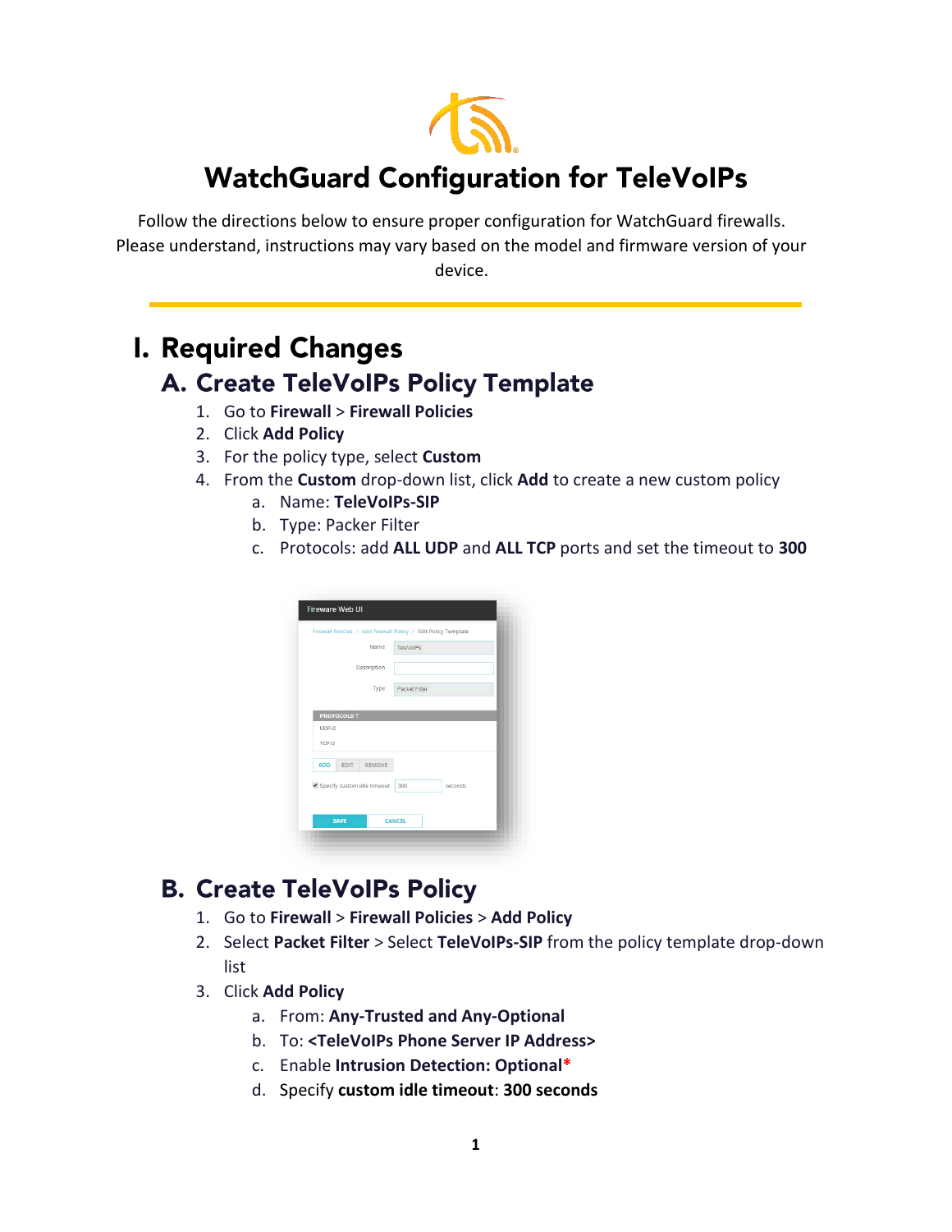# WatchGuard Configuration for TeleVoIPs

Follow the directions below to ensure proper configuration for WatchGuard firewalls. Please understand, instructions may vary based on the model and firmware version of your device.

## I. Required Changes

### A. Create TeleVoIPs Policy Template

1. Go to **Firewall** > **Firewall Policies**
2. Click **Add Policy**
3. For the policy type, select **Custom**
4. From the **Custom** drop-down list, click **Add** to create a new custom policy
    a. Name: **TeleVoIPs-SIP**
    b. Type: Packer Filter
    c. Protocols: add **ALL UDP** and **ALL TCP** ports and set the timeout to **300**

### B. Create TeleVoIPs Policy

1. Go to **Firewall** > **Firewall Policies** > **Add Policy**
2. Select **Packet Filter** > Select **TeleVoIPs-SIP** from the policy template drop-down list
3. Click **Add Policy**
    a. From: **Any-Trusted and Any-Optional**
    b. To: **<TeleVoIPs Phone Server IP Address>**
    c. Enable **Intrusion Detection: Optional***
    d. Specify **custom idle timeout**: **300 seconds**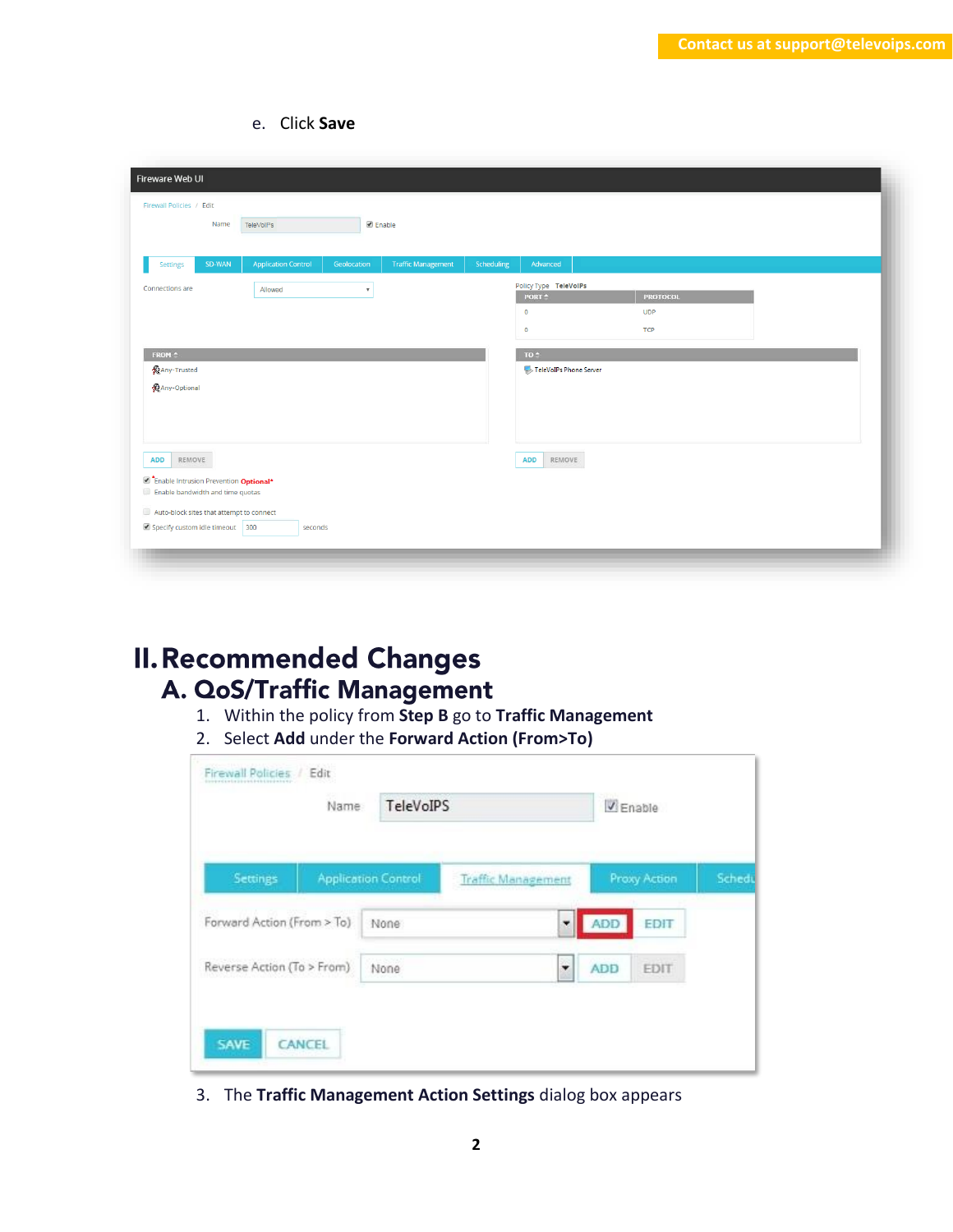e. Click **Save**

# II. Recommended Changes

## A. QoS/Traffic Management

1. Within the policy from **Step B** go to **Traffic Management**
2. Select **Add** under the **Forward Action (From>To)**
3. The **Traffic Management Action Settings** dialog box appears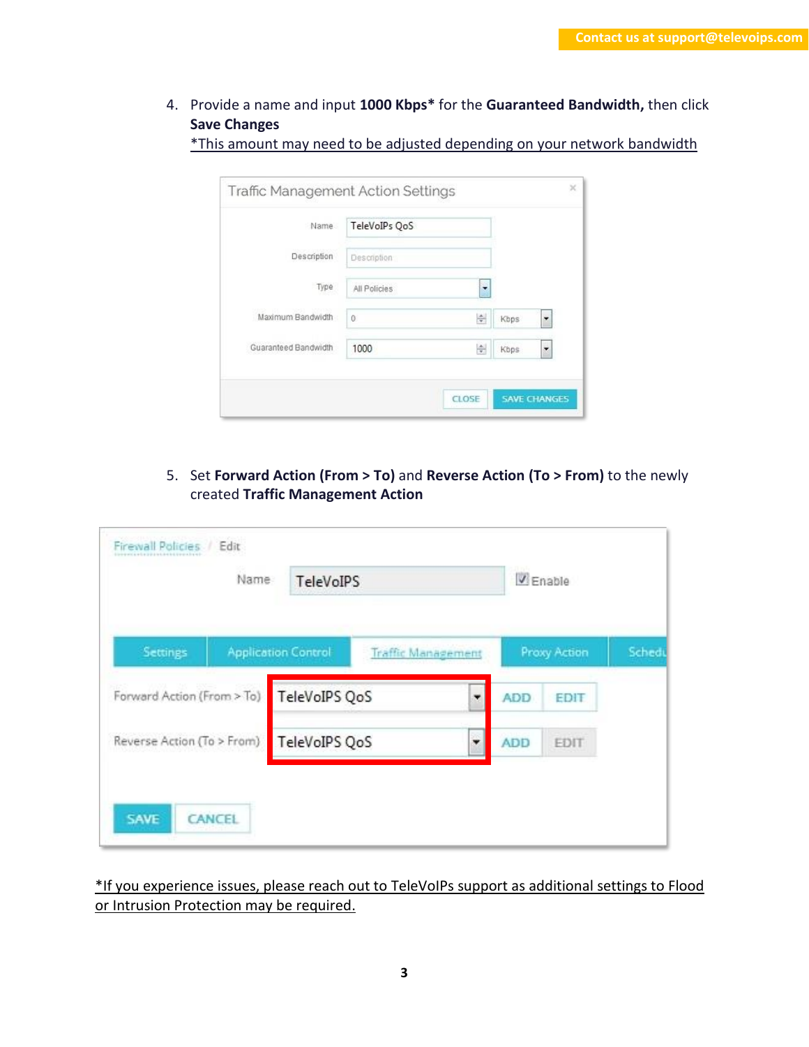4. Provide a name and input **1000 Kbps*** for the **Guaranteed Bandwidth,** then click **Save Changes**
   *This amount may need to be adjusted depending on your network bandwidth

5. Set **Forward Action (From > To)** and **Reverse Action (To > From)** to the newly created **Traffic Management Action**

*If you experience issues, please reach out to TeleVoIPs support as additional settings to Flood or Intrusion Protection may be required.